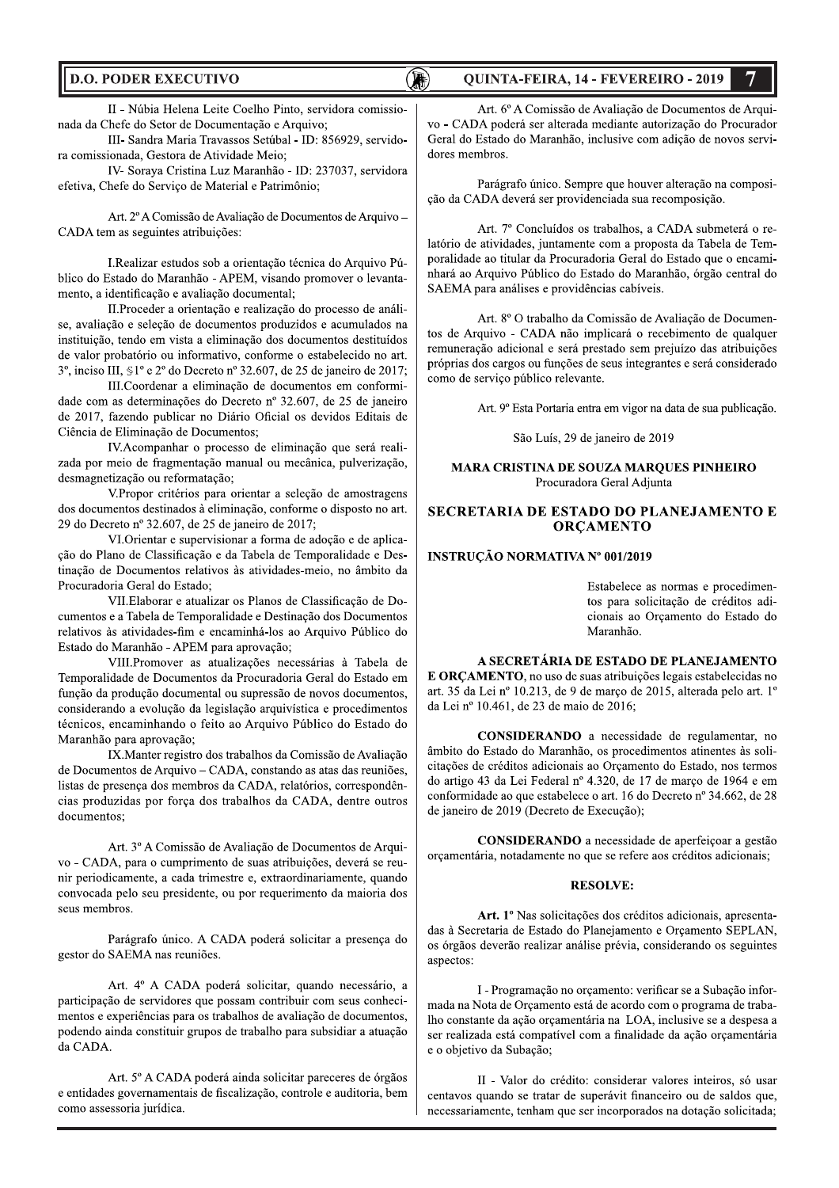II - Núbia Helena Leite Coelho Pinto, servidora comissionada da Chefe do Setor de Documentação e Arquivo;

III- Sandra Maria Travassos Setúbal - ID: 856929, servidora comissionada, Gestora de Atividade Meio;

IV- Soraya Cristina Luz Maranhão - ID: 237037, servidora efetiva, Chefe do Serviço de Material e Patrimônio;

Art. 2º A Comissão de Avaliação de Documentos de Arquivo – CADA tem as seguintes atribuições:

I.Realizar estudos sob a orientação técnica do Arquivo Público do Estado do Maranhão - APEM, visando promover o levantamento, a identificação e avaliação documental;

II.Proceder a orientação e realização do processo de análise, avaliação e seleção de documentos produzidos e acumulados na instituição, tendo em vista a eliminação dos documentos destituídos de valor probatório ou informativo, conforme o estabelecido no art. 3º, inciso III, §1º e 2º do Decreto nº 32.607, de 25 de janeiro de 2017;

III.Coordenar a eliminação de documentos em conformidade com as determinações do Decreto nº 32.607, de 25 de janeiro de 2017, fazendo publicar no Diário Oficial os devidos Editais de Ciência de Eliminação de Documentos;

IV.Acompanhar o processo de eliminação que será realizada por meio de fragmentação manual ou mecânica, pulverização, desmagnetização ou reformatação;

V.Propor critérios para orientar a seleção de amostragens dos documentos destinados à eliminação, conforme o disposto no art. 29 do Decreto nº 32.607, de 25 de janeiro de 2017;

VI.Orientar e supervisionar a forma de adoção e de aplicação do Plano de Classificação e da Tabela de Temporalidade e Destinação de Documentos relativos às atividades-meio, no âmbito da Procuradoria Geral do Estado;

VII.Elaborar e atualizar os Planos de Classificação de Documentos e a Tabela de Temporalidade e Destinação dos Documentos relativos às atividades-fim e encaminhá-los ao Arquivo Público do Estado do Maranhão - APEM para aprovação;

VIII.Promover as atualizações necessárias à Tabela de Temporalidade de Documentos da Procuradoria Geral do Estado em função da produção documental ou supressão de novos documentos, considerando a evolução da legislação arquivística e procedimentos técnicos, encaminhando o feito ao Arquivo Público do Estado do Maranhão para aprovação;

IX.Manter registro dos trabalhos da Comissão de Avaliação de Documentos de Arquivo – CADA, constando as atas das reuniões, listas de presença dos membros da CADA, relatórios, correspondências produzidas por força dos trabalhos da CADA, dentre outros documentos;

Art. 3º A Comissão de Avaliação de Documentos de Arquivo - CADA, para o cumprimento de suas atribuições, deverá se reunir periodicamente, a cada trimestre e, extraordinariamente, quando convocada pelo seu presidente, ou por requerimento da maioria dos seus membros.

Parágrafo único. A CADA poderá solicitar a presença do gestor do SAEMA nas reuniões.

Art. 4º A CADA poderá solicitar, quando necessário, a participação de servidores que possam contribuir com seus conhecimentos e experiências para os trabalhos de avaliação de documentos, podendo ainda constituir grupos de trabalho para subsidiar a atuação da CADA.

Art. 5º A CADA poderá ainda solicitar pareceres de órgãos e entidades governamentais de fiscalização, controle e auditoria, bem como assessoria jurídica.

Art. 6º A Comissão de Avaliação de Documentos de Arquivo - CADA poderá ser alterada mediante autorização do Procurador Geral do Estado do Maranhão, inclusive com adição de novos servidores membros.

Parágrafo único. Sempre que houver alteração na composição da CADA deverá ser providenciada sua recomposição.

Art. 7º Concluídos os trabalhos, a CADA submeterá o relatório de atividades, juntamente com a proposta da Tabela de Temporalidade ao titular da Procuradoria Geral do Estado que o encaminhará ao Arquivo Público do Estado do Maranhão, órgão central do SAEMA para análises e providências cabíveis.

Art. 8º O trabalho da Comissão de Avaliação de Documentos de Arquivo - CADA não implicará o recebimento de qualquer remuneração adicional e será prestado sem prejuízo das atribuições próprias dos cargos ou funções de seus integrantes e será considerado como de serviço público relevante.

Art. 9º Esta Portaria entra em vigor na data de sua publicação.

São Luís, 29 de janeiro de 2019

**MARA CRISTINA DE SOUZA MARQUES PINHEIRO**
Procuradora Geral Adjunta

## SECRETARIA DE ESTADO DO PLANEJAMENTO E ORÇAMENTO

### INSTRUÇÃO NORMATIVA Nº 001/2019

Estabelece as normas e procedimentos para solicitação de créditos adicionais ao Orçamento do Estado do Maranhão.

**A SECRETÁRIA DE ESTADO DE PLANEJAMENTO E ORÇAMENTO**, no uso de suas atribuições legais estabelecidas no art. 35 da Lei nº 10.213, de 9 de março de 2015, alterada pelo art. 1º da Lei nº 10.461, de 23 de maio de 2016;

**CONSIDERANDO** a necessidade de regulamentar, no âmbito do Estado do Maranhão, os procedimentos atinentes às solicitações de créditos adicionais ao Orçamento do Estado, nos termos do artigo 43 da Lei Federal nº 4.320, de 17 de março de 1964 e em conformidade ao que estabelece o art. 16 do Decreto nº 34.662, de 28 de janeiro de 2019 (Decreto de Execução);

**CONSIDERANDO** a necessidade de aperfeiçoar a gestão orçamentária, notadamente no que se refere aos créditos adicionais;

**RESOLVE:**

**Art. 1º** Nas solicitações dos créditos adicionais, apresentadas à Secretaria de Estado do Planejamento e Orçamento SEPLAN, os órgãos deverão realizar análise prévia, considerando os seguintes aspectos:

I - Programação no orçamento: verificar se a Subação informada na Nota de Orçamento está de acordo com o programa de trabalho constante da ação orçamentária na LOA, inclusive se a despesa a ser realizada está compatível com a finalidade da ação orçamentária e o objetivo da Subação;

II - Valor do crédito: considerar valores inteiros, só usar centavos quando se tratar de superávit financeiro ou de saldos que, necessariamente, tenham que ser incorporados na dotação solicitada;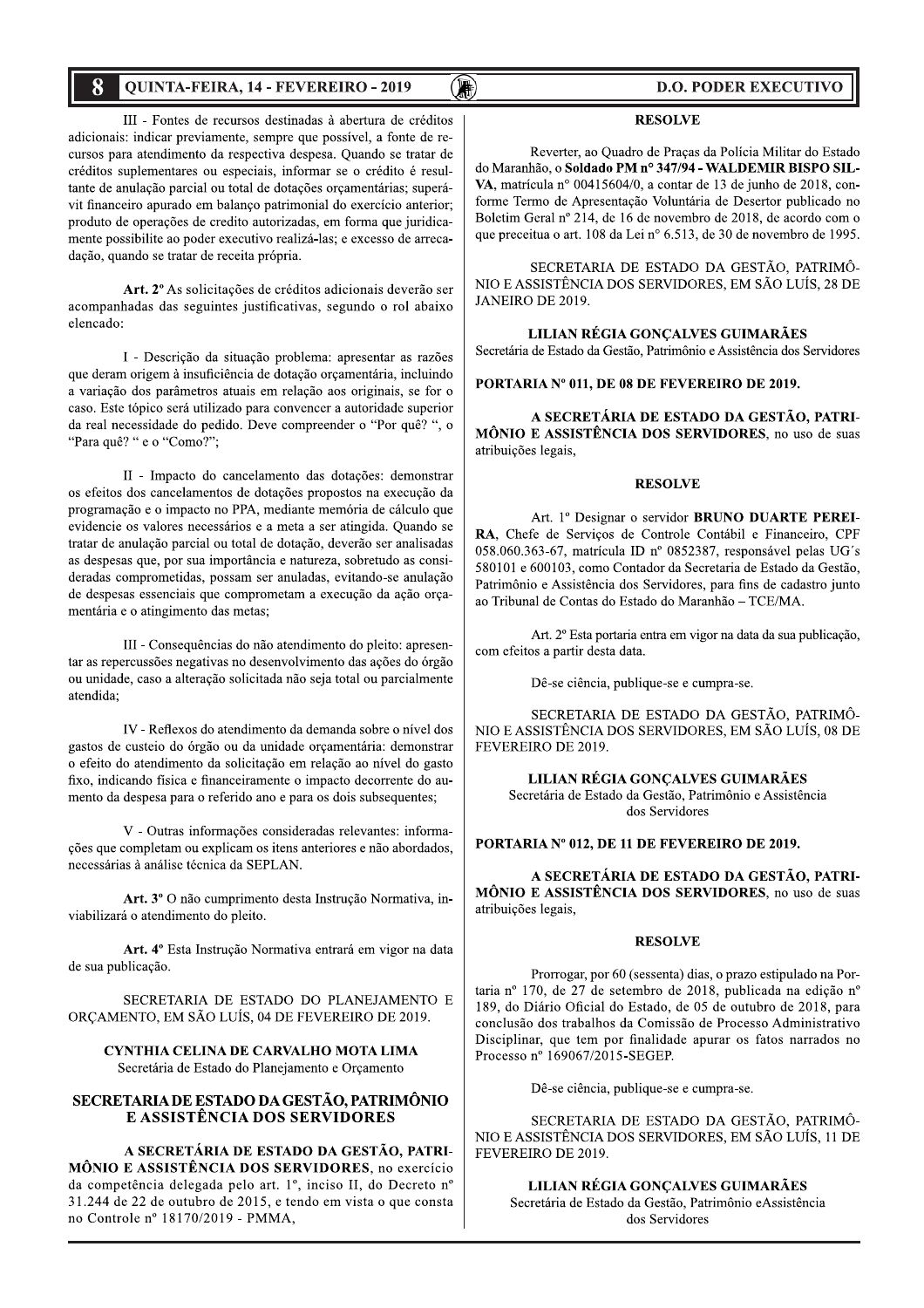III - Fontes de recursos destinadas à abertura de créditos adicionais: indicar previamente, sempre que possível, a fonte de recursos para atendimento da respectiva despesa. Quando se tratar de créditos suplementares ou especiais, informar se o crédito é resultante de anulação parcial ou total de dotações orçamentárias; superávit financeiro apurado em balanço patrimonial do exercício anterior; produto de operações de credito autorizadas, em forma que juridicamente possibilite ao poder executivo realizá-las; e excesso de arrecadação, quando se tratar de receita própria.

**Art. 2º** As solicitações de créditos adicionais deverão ser acompanhadas das seguintes justificativas, segundo o rol abaixo elencado:

I - Descrição da situação problema: apresentar as razões que deram origem à insuficiência de dotação orçamentária, incluindo a variação dos parâmetros atuais em relação aos originais, se for o caso. Este tópico será utilizado para convencer a autoridade superior da real necessidade do pedido. Deve compreender o "Por quê? ", o "Para quê? " e o "Como?";

II - Impacto do cancelamento das dotações: demonstrar os efeitos dos cancelamentos de dotações propostos na execução da programação e o impacto no PPA, mediante memória de cálculo que evidencie os valores necessários e a meta a ser atingida. Quando se tratar de anulação parcial ou total de dotação, deverão ser analisadas as despesas que, por sua importância e natureza, sobretudo as consideradas comprometidas, possam ser anuladas, evitando-se anulação de despesas essenciais que comprometam a execução da ação orçamentária e o atingimento das metas;

III - Consequências do não atendimento do pleito: apresentar as repercussões negativas no desenvolvimento das ações do órgão ou unidade, caso a alteração solicitada não seja total ou parcialmente atendida;

IV - Reflexos do atendimento da demanda sobre o nível dos gastos de custeio do órgão ou da unidade orçamentária: demonstrar o efeito do atendimento da solicitação em relação ao nível do gasto fixo, indicando física e financeiramente o impacto decorrente do aumento da despesa para o referido ano e para os dois subsequentes;

V - Outras informações consideradas relevantes: informações que completam ou explicam os itens anteriores e não abordados, necessárias à análise técnica da SEPLAN.

**Art. 3º** O não cumprimento desta Instrução Normativa, inviabilizará o atendimento do pleito.

**Art. 4º** Esta Instrução Normativa entrará em vigor na data de sua publicação.

SECRETARIA DE ESTADO DO PLANEJAMENTO E ORÇAMENTO, EM SÃO LUÍS, 04 DE FEVEREIRO DE 2019.

**CYNTHIA CELINA DE CARVALHO MOTA LIMA**
Secretária de Estado do Planejamento e Orçamento

## SECRETARIA DE ESTADO DA GESTÃO, PATRIMÔNIO E ASSISTÊNCIA DOS SERVIDORES

**A SECRETÁRIA DE ESTADO DA GESTÃO, PATRIMÔNIO E ASSISTÊNCIA DOS SERVIDORES**, no exercício da competência delegada pelo art. 1º, inciso II, do Decreto nº 31.244 de 22 de outubro de 2015, e tendo em vista o que consta no Controle nº 18170/2019 - PMMA,

**RESOLVE**

Reverter, ao Quadro de Praças da Polícia Militar do Estado do Maranhão, o **Soldado PM nº 347/94 - WALDEMIR BISPO SILVA**, matrícula nº 00415604/0, a contar de 13 de junho de 2018, conforme Termo de Apresentação Voluntária de Desertor publicado no Boletim Geral nº 214, de 16 de novembro de 2018, de acordo com o que preceitua o art. 108 da Lei nº 6.513, de 30 de novembro de 1995.

SECRETARIA DE ESTADO DA GESTÃO, PATRIMÔNIO E ASSISTÊNCIA DOS SERVIDORES, EM SÃO LUÍS, 28 DE JANEIRO DE 2019.

**LILIAN RÉGIA GONÇALVES GUIMARÃES**
Secretária de Estado da Gestão, Patrimônio e Assistência dos Servidores

**PORTARIA Nº 011, DE 08 DE FEVEREIRO DE 2019.**

**A SECRETÁRIA DE ESTADO DA GESTÃO, PATRIMÔNIO E ASSISTÊNCIA DOS SERVIDORES**, no uso de suas atribuições legais,

**RESOLVE**

Art. 1º Designar o servidor **BRUNO DUARTE PEREIRA**, Chefe de Serviços de Controle Contábil e Financeiro, CPF 058.060.363-67, matrícula ID nº 0852387, responsável pelas UG´s 580101 e 600103, como Contador da Secretaria de Estado da Gestão, Patrimônio e Assistência dos Servidores, para fins de cadastro junto ao Tribunal de Contas do Estado do Maranhão – TCE/MA.

Art. 2º Esta portaria entra em vigor na data da sua publicação, com efeitos a partir desta data.

Dê-se ciência, publique-se e cumpra-se.

SECRETARIA DE ESTADO DA GESTÃO, PATRIMÔNIO E ASSISTÊNCIA DOS SERVIDORES, EM SÃO LUÍS, 08 DE FEVEREIRO DE 2019.

**LILIAN RÉGIA GONÇALVES GUIMARÃES**
Secretária de Estado da Gestão, Patrimônio e Assistência dos Servidores

**PORTARIA Nº 012, DE 11 DE FEVEREIRO DE 2019.**

**A SECRETÁRIA DE ESTADO DA GESTÃO, PATRIMÔNIO E ASSISTÊNCIA DOS SERVIDORES**, no uso de suas atribuições legais,

**RESOLVE**

Prorrogar, por 60 (sessenta) dias, o prazo estipulado na Portaria nº 170, de 27 de setembro de 2018, publicada na edição nº 189, do Diário Oficial do Estado, de 05 de outubro de 2018, para conclusão dos trabalhos da Comissão de Processo Administrativo Disciplinar, que tem por finalidade apurar os fatos narrados no Processo nº 169067/2015-SEGEP.

Dê-se ciência, publique-se e cumpra-se.

SECRETARIA DE ESTADO DA GESTÃO, PATRIMÔNIO E ASSISTÊNCIA DOS SERVIDORES, EM SÃO LUÍS, 11 DE FEVEREIRO DE 2019.

**LILIAN RÉGIA GONÇALVES GUIMARÃES**
Secretária de Estado da Gestão, Patrimônio eAssistência dos Servidores